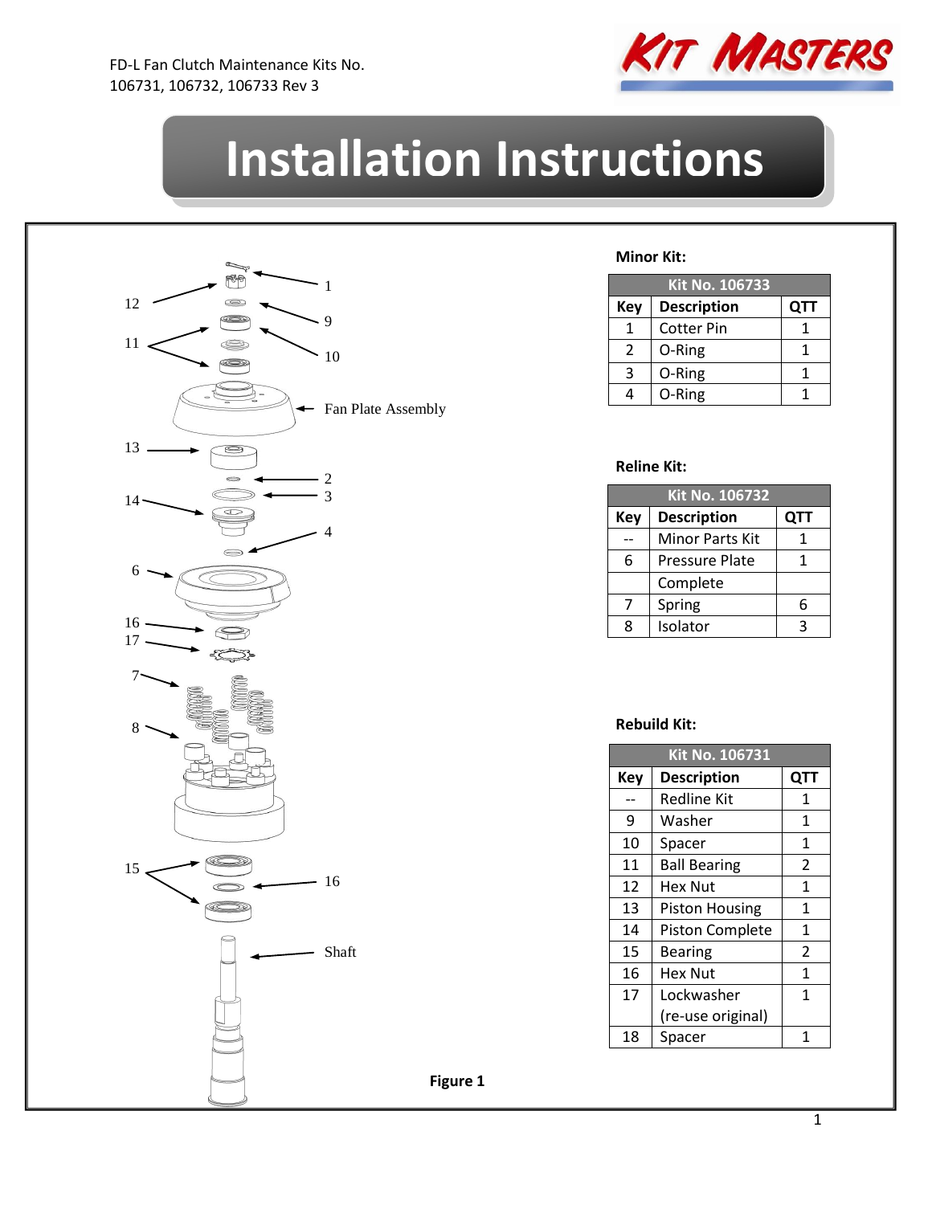FD-L Fan Clutch Maintenance Kits No. 106731, 106732, 106733 Rev 3

# Installation Instructions

**Minor Kit:**

| Kit No. 106733 | | |
|---|---|---|
| **Key** | **Description** | **QTT** |
| 1 | Cotter Pin | 1 |
| 2 | O-Ring | 1 |
| 3 | O-Ring | 1 |
| 4 | O-Ring | 1 |

**Reline Kit:**

| Kit No. 106732 | | |
|---|---|---|
| **Key** | **Description** | **QTT** |
| -- | Minor Parts Kit | 1 |
| 6 | Pressure Plate Complete | 1 |
| 7 | Spring | 6 |
| 8 | Isolator | 3 |

**Rebuild Kit:**

| Kit No. 106731 | | |
|---|---|---|
| **Key** | **Description** | **QTT** |
| -- | Redline Kit | 1 |
| 9 | Washer | 1 |
| 10 | Spacer | 1 |
| 11 | Ball Bearing | 2 |
| 12 | Hex Nut | 1 |
| 13 | Piston Housing | 1 |
| 14 | Piston Complete | 1 |
| 15 | Bearing | 2 |
| 16 | Hex Nut | 1 |
| 17 | Lockwasher (re-use original) | 1 |
| 18 | Spacer | 1 |

**Figure 1**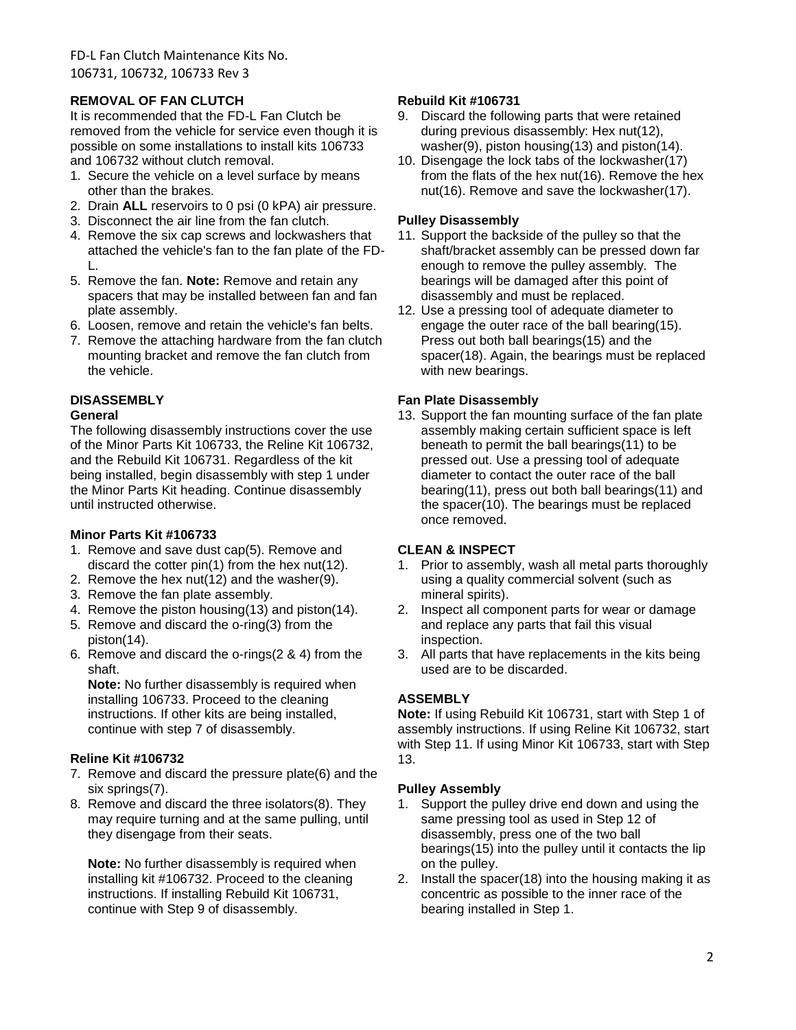## REMOVAL OF FAN CLUTCH

It is recommended that the FD-L Fan Clutch be removed from the vehicle for service even though it is possible on some installations to install kits 106733 and 106732 without clutch removal.

1. Secure the vehicle on a level surface by means other than the brakes.
2. Drain **ALL** reservoirs to 0 psi (0 kPA) air pressure.
3. Disconnect the air line from the fan clutch.
4. Remove the six cap screws and lockwashers that attached the vehicle's fan to the fan plate of the FD-L.
5. Remove the fan. **Note:** Remove and retain any spacers that may be installed between fan and fan plate assembly.
6. Loosen, remove and retain the vehicle's fan belts.
7. Remove the attaching hardware from the fan clutch mounting bracket and remove the fan clutch from the vehicle.

## DISASSEMBLY

### General

The following disassembly instructions cover the use of the Minor Parts Kit 106733, the Reline Kit 106732, and the Rebuild Kit 106731. Regardless of the kit being installed, begin disassembly with step 1 under the Minor Parts Kit heading. Continue disassembly until instructed otherwise.

### Minor Parts Kit #106733

1. Remove and save dust cap(5). Remove and discard the cotter pin(1) from the hex nut(12).
2. Remove the hex nut(12) and the washer(9).
3. Remove the fan plate assembly.
4. Remove the piston housing(13) and piston(14).
5. Remove and discard the o-ring(3) from the piston(14).
6. Remove and discard the o-rings(2 & 4) from the shaft.

   **Note:** No further disassembly is required when installing 106733. Proceed to the cleaning instructions. If other kits are being installed, continue with step 7 of disassembly.

### Reline Kit #106732

7. Remove and discard the pressure plate(6) and the six springs(7).
8. Remove and discard the three isolators(8). They may require turning and at the same pulling, until they disengage from their seats.

   **Note:** No further disassembly is required when installing kit #106732. Proceed to the cleaning instructions. If installing Rebuild Kit 106731, continue with Step 9 of disassembly.

### Rebuild Kit #106731

9. Discard the following parts that were retained during previous disassembly: Hex nut(12), washer(9), piston housing(13) and piston(14).
10. Disengage the lock tabs of the lockwasher(17) from the flats of the hex nut(16). Remove the hex nut(16). Remove and save the lockwasher(17).

### Pulley Disassembly

11. Support the backside of the pulley so that the shaft/bracket assembly can be pressed down far enough to remove the pulley assembly. The bearings will be damaged after this point of disassembly and must be replaced.
12. Use a pressing tool of adequate diameter to engage the outer race of the ball bearing(15). Press out both ball bearings(15) and the spacer(18). Again, the bearings must be replaced with new bearings.

### Fan Plate Disassembly

13. Support the fan mounting surface of the fan plate assembly making certain sufficient space is left beneath to permit the ball bearings(11) to be pressed out. Use a pressing tool of adequate diameter to contact the outer race of the ball bearing(11), press out both ball bearings(11) and the spacer(10). The bearings must be replaced once removed.

## CLEAN & INSPECT

1. Prior to assembly, wash all metal parts thoroughly using a quality commercial solvent (such as mineral spirits).
2. Inspect all component parts for wear or damage and replace any parts that fail this visual inspection.
3. All parts that have replacements in the kits being used are to be discarded.

## ASSEMBLY

**Note:** If using Rebuild Kit 106731, start with Step 1 of assembly instructions. If using Reline Kit 106732, start with Step 11. If using Minor Kit 106733, start with Step 13.

### Pulley Assembly

1. Support the pulley drive end down and using the same pressing tool as used in Step 12 of disassembly, press one of the two ball bearings(15) into the pulley until it contacts the lip on the pulley.
2. Install the spacer(18) into the housing making it as concentric as possible to the inner race of the bearing installed in Step 1.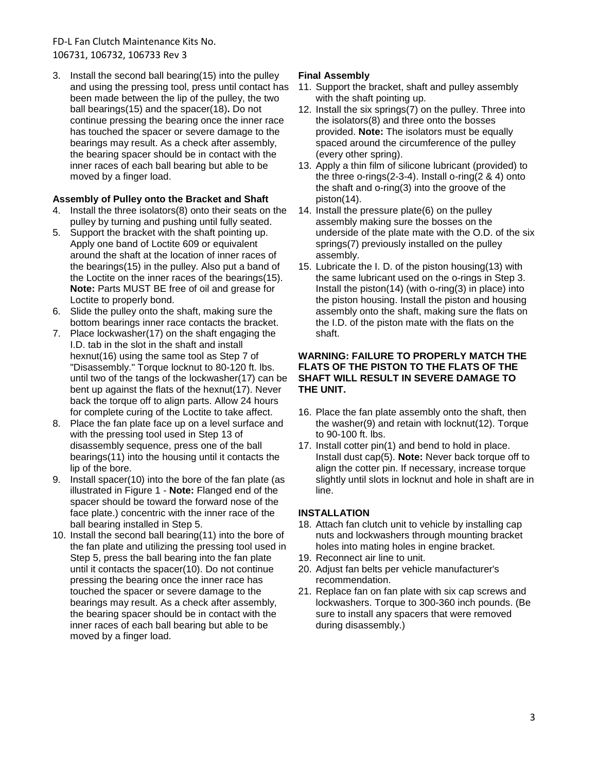3. Install the second ball bearing(15) into the pulley and using the pressing tool, press until contact has been made between the lip of the pulley, the two ball bearings(15) and the spacer(18)**.** Do not continue pressing the bearing once the inner race has touched the spacer or severe damage to the bearings may result. As a check after assembly, the bearing spacer should be in contact with the inner races of each ball bearing but able to be moved by a finger load.

**Assembly of Pulley onto the Bracket and Shaft**

4. Install the three isolators(8) onto their seats on the pulley by turning and pushing until fully seated.
5. Support the bracket with the shaft pointing up. Apply one band of Loctite 609 or equivalent around the shaft at the location of inner races of the bearings(15) in the pulley. Also put a band of the Loctite on the inner races of the bearings(15). **Note:** Parts MUST BE free of oil and grease for Loctite to properly bond.
6. Slide the pulley onto the shaft, making sure the bottom bearings inner race contacts the bracket.
7. Place lockwasher(17) on the shaft engaging the I.D. tab in the slot in the shaft and install hexnut(16) using the same tool as Step 7 of "Disassembly." Torque locknut to 80-120 ft. lbs. until two of the tangs of the lockwasher(17) can be bent up against the flats of the hexnut(17). Never back the torque off to align parts. Allow 24 hours for complete curing of the Loctite to take affect.
8. Place the fan plate face up on a level surface and with the pressing tool used in Step 13 of disassembly sequence, press one of the ball bearings(11) into the housing until it contacts the lip of the bore.
9. Install spacer(10) into the bore of the fan plate (as illustrated in Figure 1 - **Note:** Flanged end of the spacer should be toward the forward nose of the face plate.) concentric with the inner race of the ball bearing installed in Step 5.
10. Install the second ball bearing(11) into the bore of the fan plate and utilizing the pressing tool used in Step 5, press the ball bearing into the fan plate until it contacts the spacer(10). Do not continue pressing the bearing once the inner race has touched the spacer or severe damage to the bearings may result. As a check after assembly, the bearing spacer should be in contact with the inner races of each ball bearing but able to be moved by a finger load.

**Final Assembly**

11. Support the bracket, shaft and pulley assembly with the shaft pointing up.
12. Install the six springs(7) on the pulley. Three into the isolators(8) and three onto the bosses provided. **Note:** The isolators must be equally spaced around the circumference of the pulley (every other spring).
13. Apply a thin film of silicone lubricant (provided) to the three o-rings(2-3-4). Install o-ring(2 & 4) onto the shaft and o-ring(3) into the groove of the piston(14).
14. Install the pressure plate(6) on the pulley assembly making sure the bosses on the underside of the plate mate with the O.D. of the six springs(7) previously installed on the pulley assembly.
15. Lubricate the I. D. of the piston housing(13) with the same lubricant used on the o-rings in Step 3. Install the piston(14) (with o-ring(3) in place) into the piston housing. Install the piston and housing assembly onto the shaft, making sure the flats on the I.D. of the piston mate with the flats on the shaft.

**WARNING: FAILURE TO PROPERLY MATCH THE FLATS OF THE PISTON TO THE FLATS OF THE SHAFT WILL RESULT IN SEVERE DAMAGE TO THE UNIT.**

16. Place the fan plate assembly onto the shaft, then the washer(9) and retain with locknut(12). Torque to 90-100 ft. lbs.
17. Install cotter pin(1) and bend to hold in place. Install dust cap(5). **Note:** Never back torque off to align the cotter pin. If necessary, increase torque slightly until slots in locknut and hole in shaft are in line.

**INSTALLATION**

18. Attach fan clutch unit to vehicle by installing cap nuts and lockwashers through mounting bracket holes into mating holes in engine bracket.
19. Reconnect air line to unit.
20. Adjust fan belts per vehicle manufacturer's recommendation.
21. Replace fan on fan plate with six cap screws and lockwashers. Torque to 300-360 inch pounds. (Be sure to install any spacers that were removed during disassembly.)